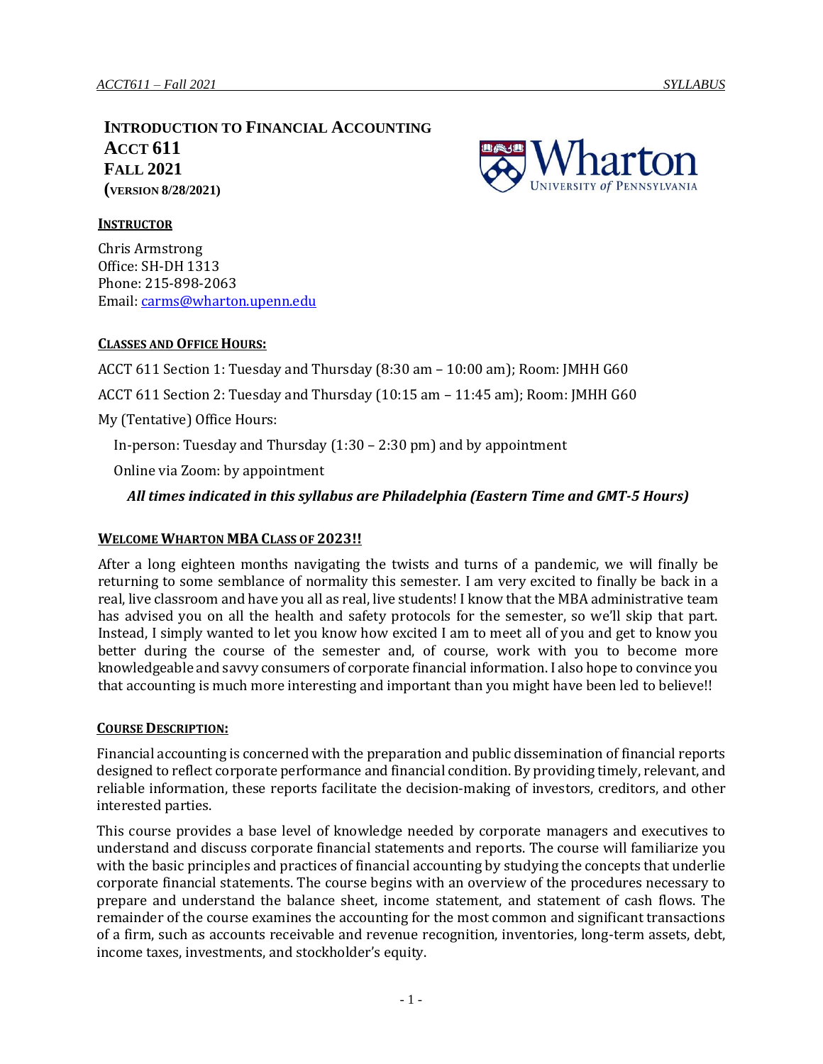# INTRODUCTION TO FINANCIAL ACCOUNTING
# ACCT 611
# FALL 2021
**(VERSION 8/28/2021)**

## INSTRUCTOR

Chris Armstrong
Office: SH-DH 1313
Phone: 215-898-2063
Email: carms@wharton.upenn.edu

## CLASSES AND OFFICE HOURS:

ACCT 611 Section 1: Tuesday and Thursday (8:30 am – 10:00 am); Room: JMHH G60

ACCT 611 Section 2: Tuesday and Thursday (10:15 am – 11:45 am); Room: JMHH G60

My (Tentative) Office Hours:

In-person: Tuesday and Thursday (1:30 – 2:30 pm) and by appointment

Online via Zoom: by appointment

***All times indicated in this syllabus are Philadelphia (Eastern Time and GMT-5 Hours)***

## WELCOME WHARTON MBA CLASS OF 2023!!

After a long eighteen months navigating the twists and turns of a pandemic, we will finally be returning to some semblance of normality this semester. I am very excited to finally be back in a real, live classroom and have you all as real, live students! I know that the MBA administrative team has advised you on all the health and safety protocols for the semester, so we'll skip that part. Instead, I simply wanted to let you know how excited I am to meet all of you and get to know you better during the course of the semester and, of course, work with you to become more knowledgeable and savvy consumers of corporate financial information. I also hope to convince you that accounting is much more interesting and important than you might have been led to believe!!

## COURSE DESCRIPTION:

Financial accounting is concerned with the preparation and public dissemination of financial reports designed to reflect corporate performance and financial condition. By providing timely, relevant, and reliable information, these reports facilitate the decision-making of investors, creditors, and other interested parties.

This course provides a base level of knowledge needed by corporate managers and executives to understand and discuss corporate financial statements and reports. The course will familiarize you with the basic principles and practices of financial accounting by studying the concepts that underlie corporate financial statements. The course begins with an overview of the procedures necessary to prepare and understand the balance sheet, income statement, and statement of cash flows. The remainder of the course examines the accounting for the most common and significant transactions of a firm, such as accounts receivable and revenue recognition, inventories, long-term assets, debt, income taxes, investments, and stockholder's equity.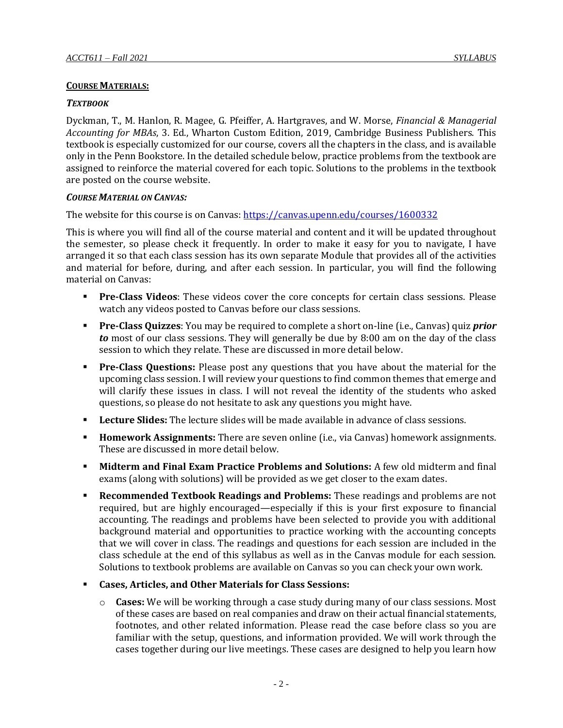## COURSE MATERIALS:

### *TEXTBOOK*

Dyckman, T., M. Hanlon, R. Magee, G. Pfeiffer, A. Hartgraves, and W. Morse, *Financial & Managerial Accounting for MBAs*, 3. Ed., Wharton Custom Edition, 2019, Cambridge Business Publishers. This textbook is especially customized for our course, covers all the chapters in the class, and is available only in the Penn Bookstore. In the detailed schedule below, practice problems from the textbook are assigned to reinforce the material covered for each topic. Solutions to the problems in the textbook are posted on the course website.

### *COURSE MATERIAL ON CANVAS:*

The website for this course is on Canvas: https://canvas.upenn.edu/courses/1600332

This is where you will find all of the course material and content and it will be updated throughout the semester, so please check it frequently. In order to make it easy for you to navigate, I have arranged it so that each class session has its own separate Module that provides all of the activities and material for before, during, and after each session. In particular, you will find the following material on Canvas:

- **Pre-Class Videos**: These videos cover the core concepts for certain class sessions. Please watch any videos posted to Canvas before our class sessions.
- **Pre-Class Quizzes**: You may be required to complete a short on-line (i.e., Canvas) quiz ***prior to*** most of our class sessions. They will generally be due by 8:00 am on the day of the class session to which they relate. These are discussed in more detail below.
- **Pre-Class Questions:** Please post any questions that you have about the material for the upcoming class session. I will review your questions to find common themes that emerge and will clarify these issues in class. I will not reveal the identity of the students who asked questions, so please do not hesitate to ask any questions you might have.
- **Lecture Slides:** The lecture slides will be made available in advance of class sessions.
- **Homework Assignments:** There are seven online (i.e., via Canvas) homework assignments. These are discussed in more detail below.
- **Midterm and Final Exam Practice Problems and Solutions:** A few old midterm and final exams (along with solutions) will be provided as we get closer to the exam dates.
- **Recommended Textbook Readings and Problems:** These readings and problems are not required, but are highly encouraged—especially if this is your first exposure to financial accounting. The readings and problems have been selected to provide you with additional background material and opportunities to practice working with the accounting concepts that we will cover in class. The readings and questions for each session are included in the class schedule at the end of this syllabus as well as in the Canvas module for each session. Solutions to textbook problems are available on Canvas so you can check your own work.
- **Cases, Articles, and Other Materials for Class Sessions:**
  - **Cases:** We will be working through a case study during many of our class sessions. Most of these cases are based on real companies and draw on their actual financial statements, footnotes, and other related information. Please read the case before class so you are familiar with the setup, questions, and information provided. We will work through the cases together during our live meetings. These cases are designed to help you learn how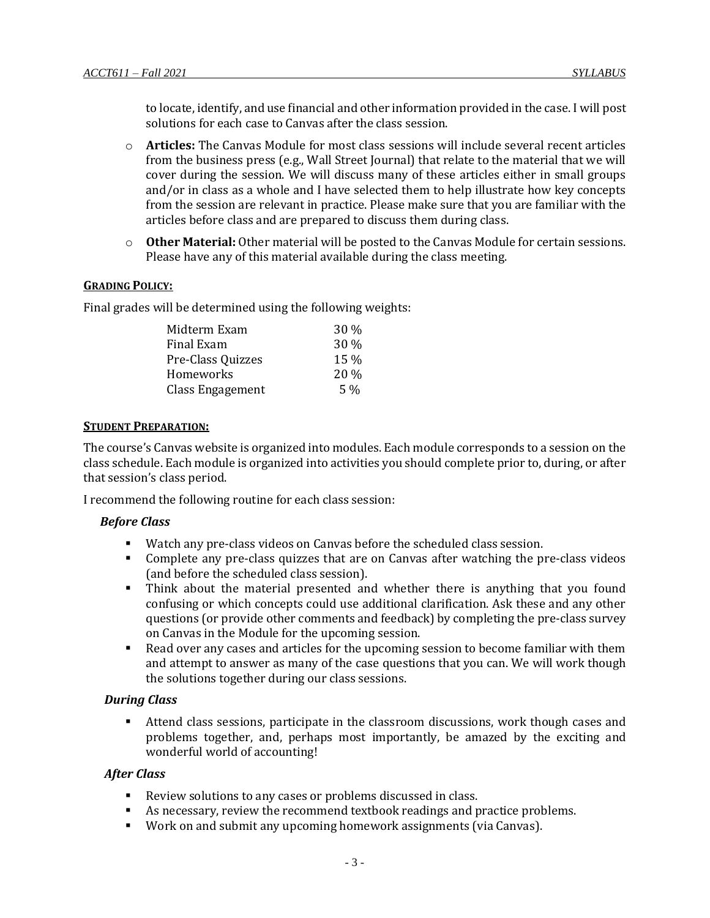to locate, identify, and use financial and other information provided in the case. I will post solutions for each case to Canvas after the class session.

- **Articles:** The Canvas Module for most class sessions will include several recent articles from the business press (e.g., Wall Street Journal) that relate to the material that we will cover during the session. We will discuss many of these articles either in small groups and/or in class as a whole and I have selected them to help illustrate how key concepts from the session are relevant in practice. Please make sure that you are familiar with the articles before class and are prepared to discuss them during class.
- **Other Material:** Other material will be posted to the Canvas Module for certain sessions. Please have any of this material available during the class meeting.

**GRADING POLICY:**

Final grades will be determined using the following weights:

| | |
|---|---|
| Midterm Exam | 30 % |
| Final Exam | 30 % |
| Pre-Class Quizzes | 15 % |
| Homeworks | 20 % |
| Class Engagement | 5 % |

**STUDENT PREPARATION:**

The course's Canvas website is organized into modules. Each module corresponds to a session on the class schedule. Each module is organized into activities you should complete prior to, during, or after that session's class period.

I recommend the following routine for each class session:

***Before Class***

- Watch any pre-class videos on Canvas before the scheduled class session.
- Complete any pre-class quizzes that are on Canvas after watching the pre-class videos (and before the scheduled class session).
- Think about the material presented and whether there is anything that you found confusing or which concepts could use additional clarification. Ask these and any other questions (or provide other comments and feedback) by completing the pre-class survey on Canvas in the Module for the upcoming session.
- Read over any cases and articles for the upcoming session to become familiar with them and attempt to answer as many of the case questions that you can. We will work though the solutions together during our class sessions.

***During Class***

- Attend class sessions, participate in the classroom discussions, work though cases and problems together, and, perhaps most importantly, be amazed by the exciting and wonderful world of accounting!

***After Class***

- Review solutions to any cases or problems discussed in class.
- As necessary, review the recommend textbook readings and practice problems.
- Work on and submit any upcoming homework assignments (via Canvas).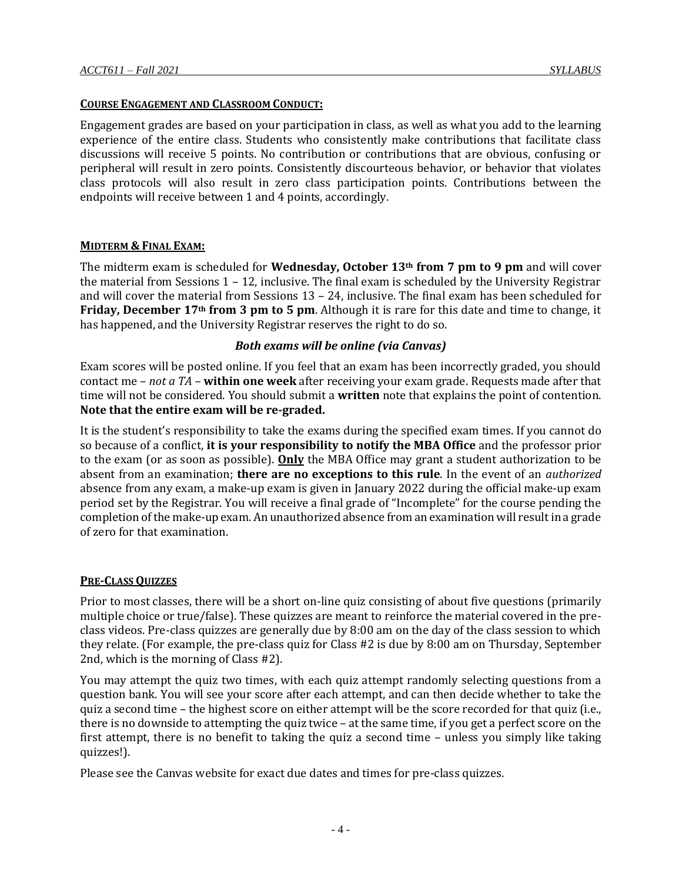## Course Engagement and Classroom Conduct:

Engagement grades are based on your participation in class, as well as what you add to the learning experience of the entire class. Students who consistently make contributions that facilitate class discussions will receive 5 points. No contribution or contributions that are obvious, confusing or peripheral will result in zero points. Consistently discourteous behavior, or behavior that violates class protocols will also result in zero class participation points. Contributions between the endpoints will receive between 1 and 4 points, accordingly.

## Midterm & Final Exam:

The midterm exam is scheduled for **Wednesday, October 13th from 7 pm to 9 pm** and will cover the material from Sessions 1 – 12, inclusive. The final exam is scheduled by the University Registrar and will cover the material from Sessions 13 – 24, inclusive. The final exam has been scheduled for **Friday, December 17th from 3 pm to 5 pm**. Although it is rare for this date and time to change, it has happened, and the University Registrar reserves the right to do so.

***Both exams will be online (via Canvas)***

Exam scores will be posted online. If you feel that an exam has been incorrectly graded, you should contact me – *not a TA* – **within one week** after receiving your exam grade. Requests made after that time will not be considered. You should submit a **written** note that explains the point of contention. **Note that the entire exam will be re-graded.**

It is the student's responsibility to take the exams during the specified exam times. If you cannot do so because of a conflict, **it is your responsibility to notify the MBA Office** and the professor prior to the exam (or as soon as possible). **Only** the MBA Office may grant a student authorization to be absent from an examination; **there are no exceptions to this rule**. In the event of an *authorized* absence from any exam, a make-up exam is given in January 2022 during the official make-up exam period set by the Registrar. You will receive a final grade of "Incomplete" for the course pending the completion of the make-up exam. An unauthorized absence from an examination will result in a grade of zero for that examination.

## Pre-Class Quizzes

Prior to most classes, there will be a short on-line quiz consisting of about five questions (primarily multiple choice or true/false). These quizzes are meant to reinforce the material covered in the pre-class videos. Pre-class quizzes are generally due by 8:00 am on the day of the class session to which they relate. (For example, the pre-class quiz for Class #2 is due by 8:00 am on Thursday, September 2nd, which is the morning of Class #2).

You may attempt the quiz two times, with each quiz attempt randomly selecting questions from a question bank. You will see your score after each attempt, and can then decide whether to take the quiz a second time – the highest score on either attempt will be the score recorded for that quiz (i.e., there is no downside to attempting the quiz twice – at the same time, if you get a perfect score on the first attempt, there is no benefit to taking the quiz a second time – unless you simply like taking quizzes!).

Please see the Canvas website for exact due dates and times for pre-class quizzes.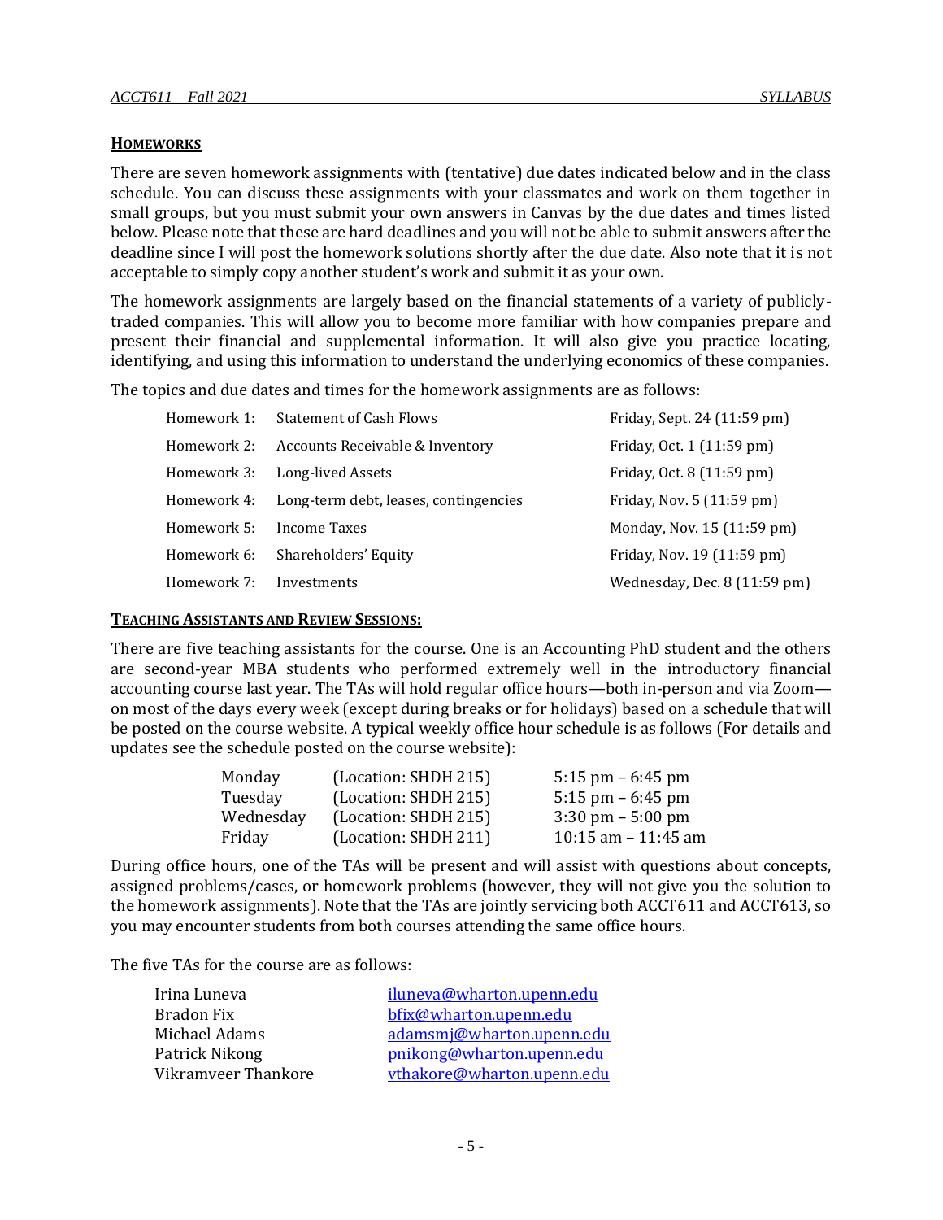## **HOMEWORKS**

There are seven homework assignments with (tentative) due dates indicated below and in the class schedule. You can discuss these assignments with your classmates and work on them together in small groups, but you must submit your own answers in Canvas by the due dates and times listed below. Please note that these are hard deadlines and you will not be able to submit answers after the deadline since I will post the homework solutions shortly after the due date. Also note that it is not acceptable to simply copy another student's work and submit it as your own.

The homework assignments are largely based on the financial statements of a variety of publicly-traded companies. This will allow you to become more familiar with how companies prepare and present their financial and supplemental information. It will also give you practice locating, identifying, and using this information to understand the underlying economics of these companies.

The topics and due dates and times for the homework assignments are as follows:

| | | |
|---|---|---|
| Homework 1: | Statement of Cash Flows | Friday, Sept. 24 (11:59 pm) |
| Homework 2: | Accounts Receivable & Inventory | Friday, Oct. 1 (11:59 pm) |
| Homework 3: | Long-lived Assets | Friday, Oct. 8 (11:59 pm) |
| Homework 4: | Long-term debt, leases, contingencies | Friday, Nov. 5 (11:59 pm) |
| Homework 5: | Income Taxes | Monday, Nov. 15 (11:59 pm) |
| Homework 6: | Shareholders' Equity | Friday, Nov. 19 (11:59 pm) |
| Homework 7: | Investments | Wednesday, Dec. 8 (11:59 pm) |

## **TEACHING ASSISTANTS AND REVIEW SESSIONS:**

There are five teaching assistants for the course. One is an Accounting PhD student and the others are second-year MBA students who performed extremely well in the introductory financial accounting course last year. The TAs will hold regular office hours—both in-person and via Zoom—on most of the days every week (except during breaks or for holidays) based on a schedule that will be posted on the course website. A typical weekly office hour schedule is as follows (For details and updates see the schedule posted on the course website):

| | | |
|---|---|---|
| Monday | (Location: SHDH 215) | 5:15 pm – 6:45 pm |
| Tuesday | (Location: SHDH 215) | 5:15 pm – 6:45 pm |
| Wednesday | (Location: SHDH 215) | 3:30 pm – 5:00 pm |
| Friday | (Location: SHDH 211) | 10:15 am – 11:45 am |

During office hours, one of the TAs will be present and will assist with questions about concepts, assigned problems/cases, or homework problems (however, they will not give you the solution to the homework assignments). Note that the TAs are jointly servicing both ACCT611 and ACCT613, so you may encounter students from both courses attending the same office hours.

The five TAs for the course are as follows:

| | |
|---|---|
| Irina Luneva | iluneva@wharton.upenn.edu |
| Bradon Fix | bfix@wharton.upenn.edu |
| Michael Adams | adamsmj@wharton.upenn.edu |
| Patrick Nikong | pnikong@wharton.upenn.edu |
| Vikramveer Thankore | vthakore@wharton.upenn.edu |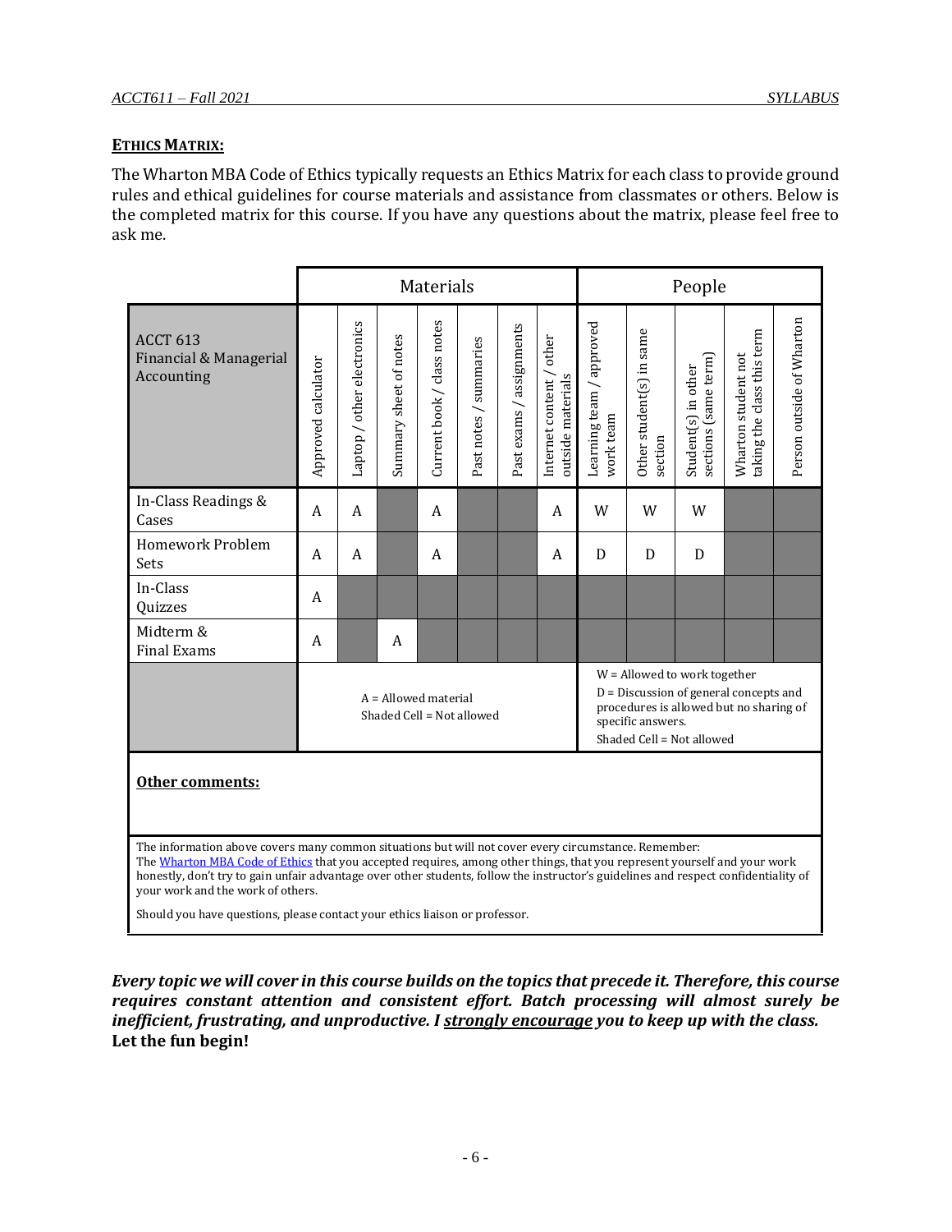**ETHICS MATRIX:**

The Wharton MBA Code of Ethics typically requests an Ethics Matrix for each class to provide ground rules and ethical guidelines for course materials and assistance from classmates or others. Below is the completed matrix for this course. If you have any questions about the matrix, please feel free to ask me.

| | Materials | | | | | | | People | | | | |
|---|---|---|---|---|---|---|---|---|---|---|---|---|
| ACCT 613 Financial & Managerial Accounting | Approved calculator | Laptop / other electronics | Summary sheet of notes | Current book / class notes | Past notes / summaries | Past exams / assignments | Internet content / other outside materials | Learning team / approved work team | Other student(s) in same section | Student(s) in other sections (same term) | Wharton student not taking the class this term | Person outside of Wharton |
| In-Class Readings & Cases | A | A | | A | | | A | W | W | W | | |
| Homework Problem Sets | A | A | | A | | | A | D | D | D | | |
| In-Class Quizzes | A | | | | | | | | | | | |
| Midterm & Final Exams | A | | A | | | | | | | | | |
| | A = Allowed material<br>Shaded Cell = Not allowed | | | | | | | W = Allowed to work together<br>D = Discussion of general concepts and procedures is allowed but no sharing of specific answers.<br>Shaded Cell = Not allowed | | | | |

**Other comments:**

The information above covers many common situations but will not cover every circumstance. Remember:
The Wharton MBA Code of Ethics that you accepted requires, among other things, that you represent yourself and your work honestly, don't try to gain unfair advantage over other students, follow the instructor's guidelines and respect confidentiality of your work and the work of others.

Should you have questions, please contact your ethics liaison or professor.

***Every topic we will cover in this course builds on the topics that precede it. Therefore, this course requires constant attention and consistent effort. Batch processing will almost surely be inefficient, frustrating, and unproductive. I <u>strongly encourage</u> you to keep up with the class.*** **Let the fun begin!**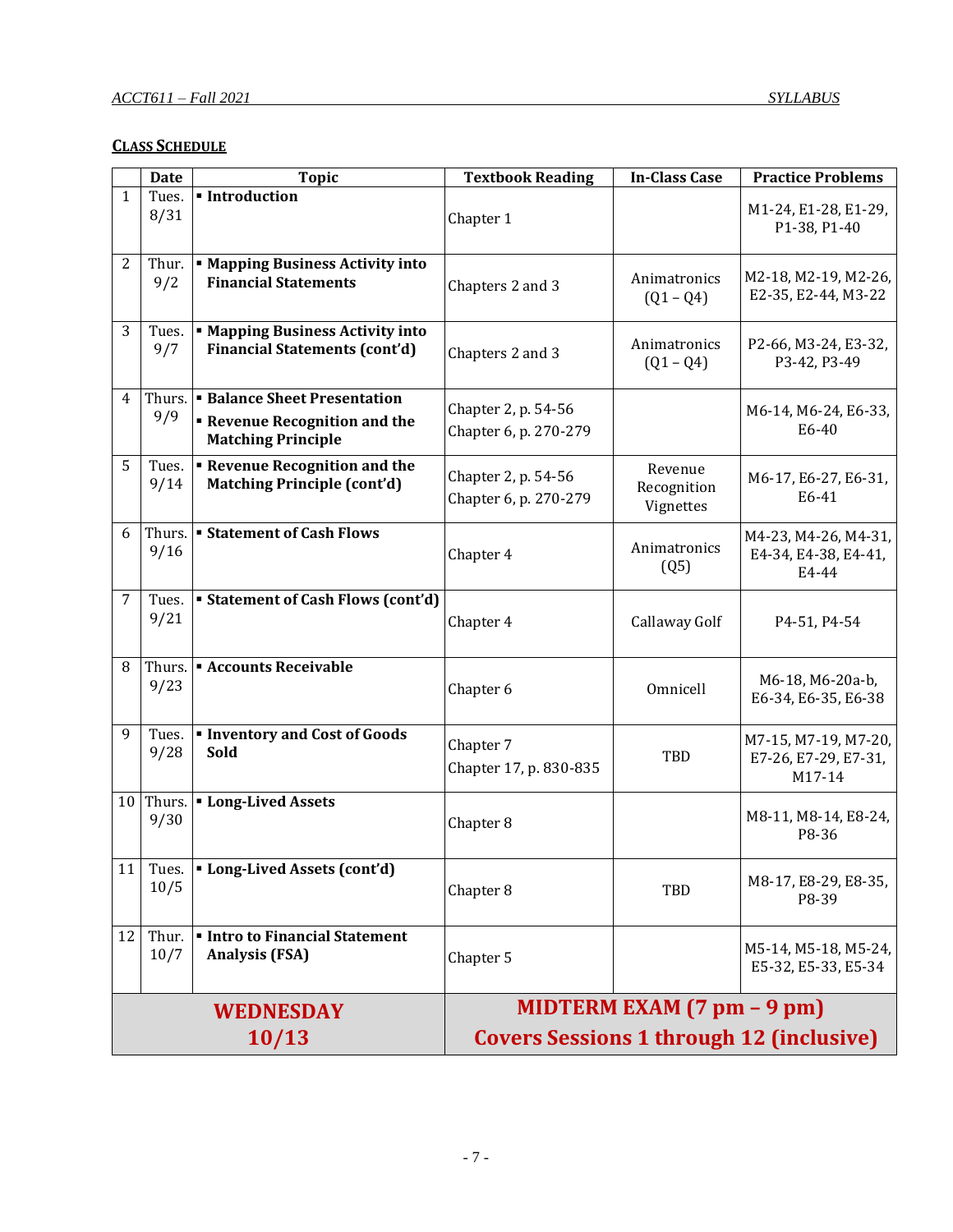## **CLASS SCHEDULE**

| | Date | Topic | Textbook Reading | In-Class Case | Practice Problems |
|---|---|---|---|---|---|
| 1 | Tues. 8/31 | ▪ **Introduction** | Chapter 1 | | M1-24, E1-28, E1-29, P1-38, P1-40 |
| 2 | Thur. 9/2 | ▪ **Mapping Business Activity into Financial Statements** | Chapters 2 and 3 | Animatronics (Q1 – Q4) | M2-18, M2-19, M2-26, E2-35, E2-44, M3-22 |
| 3 | Tues. 9/7 | ▪ **Mapping Business Activity into Financial Statements (cont'd)** | Chapters 2 and 3 | Animatronics (Q1 – Q4) | P2-66, M3-24, E3-32, P3-42, P3-49 |
| 4 | Thurs. 9/9 | ▪ **Balance Sheet Presentation** ▪ **Revenue Recognition and the Matching Principle** | Chapter 2, p. 54-56 Chapter 6, p. 270-279 | | M6-14, M6-24, E6-33, E6-40 |
| 5 | Tues. 9/14 | ▪ **Revenue Recognition and the Matching Principle (cont'd)** | Chapter 2, p. 54-56 Chapter 6, p. 270-279 | Revenue Recognition Vignettes | M6-17, E6-27, E6-31, E6-41 |
| 6 | Thurs. 9/16 | ▪ **Statement of Cash Flows** | Chapter 4 | Animatronics (Q5) | M4-23, M4-26, M4-31, E4-34, E4-38, E4-41, E4-44 |
| 7 | Tues. 9/21 | ▪ **Statement of Cash Flows (cont'd)** | Chapter 4 | Callaway Golf | P4-51, P4-54 |
| 8 | Thurs. 9/23 | ▪ **Accounts Receivable** | Chapter 6 | Omnicell | M6-18, M6-20a-b, E6-34, E6-35, E6-38 |
| 9 | Tues. 9/28 | ▪ **Inventory and Cost of Goods Sold** | Chapter 7 Chapter 17, p. 830-835 | TBD | M7-15, M7-19, M7-20, E7-26, E7-29, E7-31, M17-14 |
| 10 | Thurs. 9/30 | ▪ **Long-Lived Assets** | Chapter 8 | | M8-11, M8-14, E8-24, P8-36 |
| 11 | Tues. 10/5 | ▪ **Long-Lived Assets (cont'd)** | Chapter 8 | TBD | M8-17, E8-29, E8-35, P8-39 |
| 12 | Thur. 10/7 | ▪ **Intro to Financial Statement Analysis (FSA)** | Chapter 5 | | M5-14, M5-18, M5-24, E5-32, E5-33, E5-34 |
| **WEDNESDAY 10/13** | | | **MIDTERM EXAM (7 pm – 9 pm) Covers Sessions 1 through 12 (inclusive)** | | |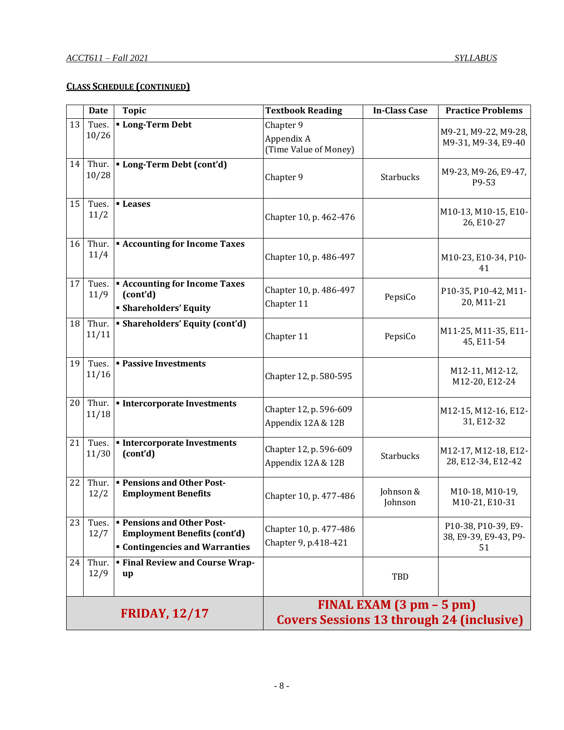## CLASS SCHEDULE (CONTINUED)

| | Date | Topic | Textbook Reading | In-Class Case | Practice Problems |
|---|---|---|---|---|---|
| 13 | Tues. 10/26 | ▪ **Long-Term Debt** | Chapter 9<br>Appendix A<br>(Time Value of Money) | | M9-21, M9-22, M9-28, M9-31, M9-34, E9-40 |
| 14 | Thur. 10/28 | ▪ **Long-Term Debt (cont'd)** | Chapter 9 | Starbucks | M9-23, M9-26, E9-47, P9-53 |
| 15 | Tues. 11/2 | ▪ **Leases** | Chapter 10, p. 462-476 | | M10-13, M10-15, E10-26, E10-27 |
| 16 | Thur. 11/4 | ▪ **Accounting for Income Taxes** | Chapter 10, p. 486-497 | | M10-23, E10-34, P10-41 |
| 17 | Tues. 11/9 | ▪ **Accounting for Income Taxes (cont'd)**<br>▪ **Shareholders' Equity** | Chapter 10, p. 486-497<br>Chapter 11 | PepsiCo | P10-35, P10-42, M11-20, M11-21 |
| 18 | Thur. 11/11 | ▪ **Shareholders' Equity (cont'd)** | Chapter 11 | PepsiCo | M11-25, M11-35, E11-45, E11-54 |
| 19 | Tues. 11/16 | ▪ **Passive Investments** | Chapter 12, p. 580-595 | | M12-11, M12-12, M12-20, E12-24 |
| 20 | Thur. 11/18 | ▪ **Intercorporate Investments** | Chapter 12, p. 596-609<br>Appendix 12A & 12B | | M12-15, M12-16, E12-31, E12-32 |
| 21 | Tues. 11/30 | ▪ **Intercorporate Investments (cont'd)** | Chapter 12, p. 596-609<br>Appendix 12A & 12B | Starbucks | M12-17, M12-18, E12-28, E12-34, E12-42 |
| 22 | Thur. 12/2 | ▪ **Pensions and Other Post-Employment Benefits** | Chapter 10, p. 477-486 | Johnson & Johnson | M10-18, M10-19, M10-21, E10-31 |
| 23 | Tues. 12/7 | ▪ **Pensions and Other Post-Employment Benefits (cont'd)**<br>▪ **Contingencies and Warranties** | Chapter 10, p. 477-486<br>Chapter 9, p.418-421 | | P10-38, P10-39, E9-38, E9-39, E9-43, P9-51 |
| 24 | Thur. 12/9 | ▪ **Final Review and Course Wrap-up** | | TBD | |
| | **FRIDAY, 12/17** | | **FINAL EXAM (3 pm – 5 pm)<br>Covers Sessions 13 through 24 (inclusive)** | | |